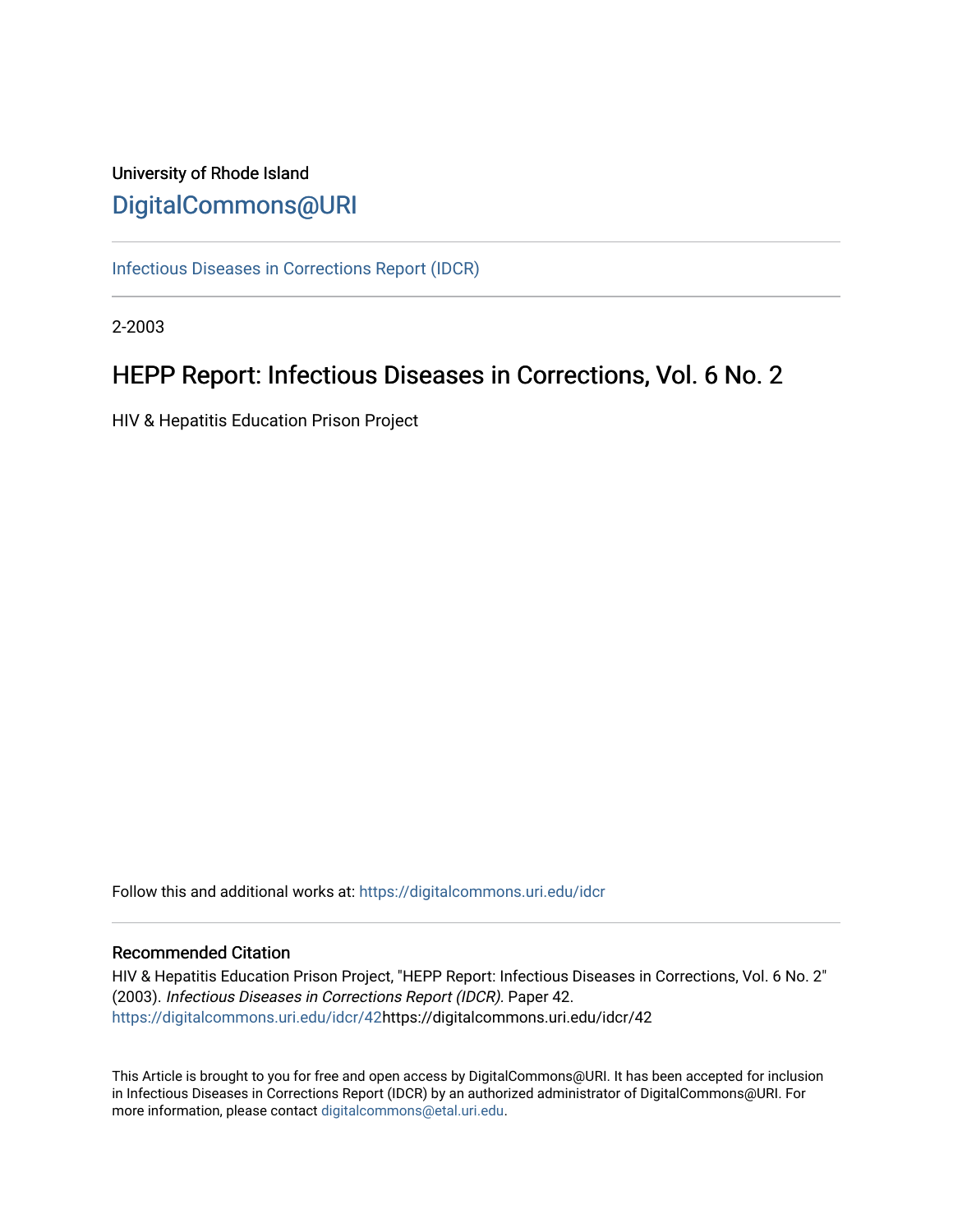University of Rhode Island

# DigitalCommons@URI

Infectious Diseases in Corrections Report (IDCR)

2-2003

## HEPP Report: Infectious Diseases in Corrections, Vol. 6 No. 2

HIV & Hepatitis Education Prison Project

Follow this and additional works at: https://digitalcommons.uri.edu/idcr

### Recommended Citation

HIV & Hepatitis Education Prison Project, "HEPP Report: Infectious Diseases in Corrections, Vol. 6 No. 2" (2003). *Infectious Diseases in Corrections Report (IDCR).* Paper 42. https://digitalcommons.uri.edu/idcr/42https://digitalcommons.uri.edu/idcr/42

This Article is brought to you for free and open access by DigitalCommons@URI. It has been accepted for inclusion in Infectious Diseases in Corrections Report (IDCR) by an authorized administrator of DigitalCommons@URI. For more information, please contact digitalcommons@etal.uri.edu.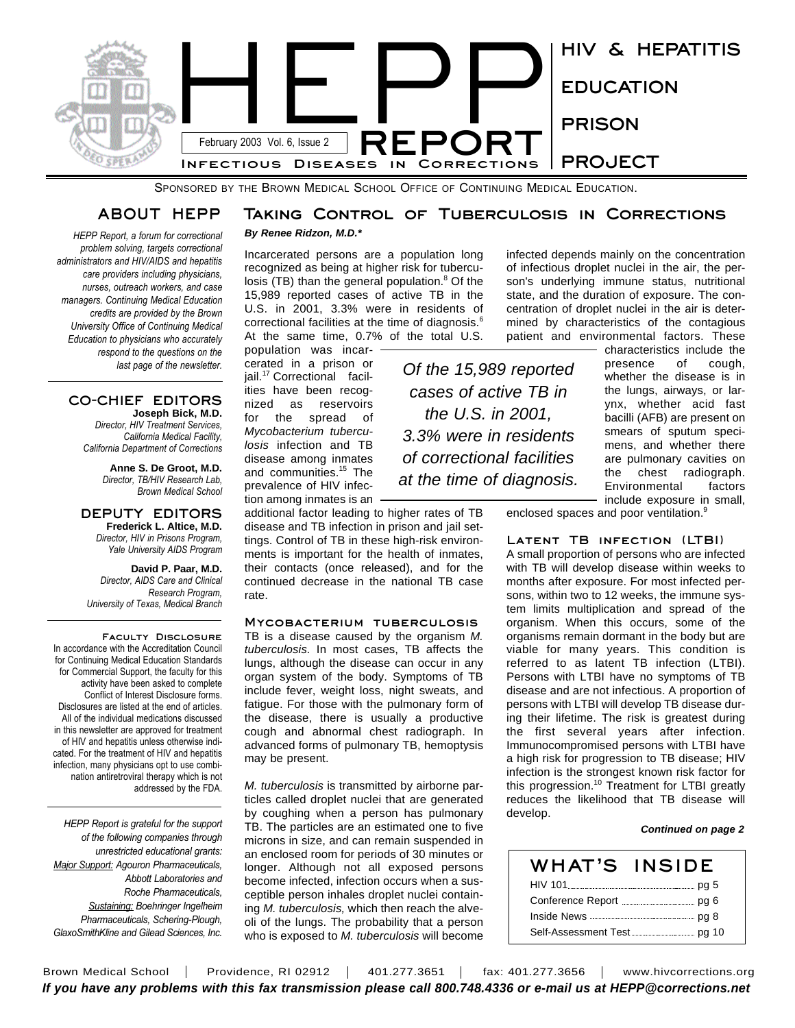# HEPP REPORT

HIV & HEPATITIS EDUCATION PRISON PROJECT

February 2003 Vol. 6, Issue 2

INFECTIOUS DISEASES IN CORRECTIONS

SPONSORED BY THE BROWN MEDICAL SCHOOL OFFICE OF CONTINUING MEDICAL EDUCATION.

## ABOUT HEPP

*HEPP Report, a forum for correctional problem solving, targets correctional administrators and HIV/AIDS and hepatitis care providers including physicians, nurses, outreach workers, and case managers. Continuing Medical Education credits are provided by the Brown University Office of Continuing Medical Education to physicians who accurately respond to the questions on the last page of the newsletter.*

### CO-CHIEF EDITORS

**Joseph Bick, M.D.**
*Director, HIV Treatment Services, California Medical Facility, California Department of Corrections*

**Anne S. De Groot, M.D.**
*Director, TB/HIV Research Lab, Brown Medical School*

### DEPUTY EDITORS

**Frederick L. Altice, M.D.**
*Director, HIV in Prisons Program, Yale University AIDS Program*

**David P. Paar, M.D.**
*Director, AIDS Care and Clinical Research Program, University of Texas, Medical Branch*

### Faculty Disclosure

In accordance with the Accreditation Council for Continuing Medical Education Standards for Commercial Support, the faculty for this activity have been asked to complete Conflict of Interest Disclosure forms. Disclosures are listed at the end of articles. All of the individual medications discussed in this newsletter are approved for treatment of HIV and hepatitis unless otherwise indicated. For the treatment of HIV and hepatitis infection, many physicians opt to use combination antiretroviral therapy which is not addressed by the FDA.

*HEPP Report is grateful for the support of the following companies through unrestricted educational grants: Major Support: Agouron Pharmaceuticals, Abbott Laboratories and Roche Pharmaceuticals, Sustaining: Boehringer Ingelheim Pharmaceuticals, Schering-Plough, GlaxoSmithKline and Gilead Sciences, Inc.*

## Taking Control of Tuberculosis in Corrections

***By Renee Ridzon, M.D.****

Incarcerated persons are a population long recognized as being at higher risk for tuberculosis (TB) than the general population.[8] Of the 15,989 reported cases of active TB in the U.S. in 2001, 3.3% were in residents of correctional facilities at the time of diagnosis.[6] At the same time, 0.7% of the total U.S. population was incarcerated in a prison or jail.[17] Correctional facilities have been recognized as reservoirs for the spread of *Mycobacterium tuberculosis* infection and TB disease among inmates and communities.[15] The prevalence of HIV infection among inmates is an additional factor leading to higher rates of TB disease and TB infection in prison and jail settings. Control of TB in these high-risk environments is important for the health of inmates, their contacts (once released), and for the continued decrease in the national TB case rate.

*Of the 15,989 reported cases of active TB in the U.S. in 2001, 3.3% were in residents of correctional facilities at the time of diagnosis.*

### Mycobacterium tuberculosis

TB is a disease caused by the organism *M. tuberculosis*. In most cases, TB affects the lungs, although the disease can occur in any organ system of the body. Symptoms of TB include fever, weight loss, night sweats, and fatigue. For those with the pulmonary form of the disease, there is usually a productive cough and abnormal chest radiograph. In advanced forms of pulmonary TB, hemoptysis may be present.

*M. tuberculosis* is transmitted by airborne particles called droplet nuclei that are generated by coughing when a person has pulmonary TB. The particles are an estimated one to five microns in size, and can remain suspended in an enclosed room for periods of 30 minutes or longer. Although not all exposed persons become infected, infection occurs when a susceptible person inhales droplet nuclei containing *M. tuberculosis,* which then reach the alveoli of the lungs. The probability that a person who is exposed to *M. tuberculosis* will become infected depends mainly on the concentration of infectious droplet nuclei in the air, the person's underlying immune status, nutritional state, and the duration of exposure. The concentration of droplet nuclei in the air is determined by characteristics of the contagious patient and environmental factors. These characteristics include the presence of cough, whether the disease is in the lungs, airways, or larynx, whether acid fast bacilli (AFB) are present on smears of sputum specimens, and whether there are pulmonary cavities on the chest radiograph. Environmental factors include exposure in small, enclosed spaces and poor ventilation.[9]

### Latent TB infection (LTBI)

A small proportion of persons who are infected with TB will develop disease within weeks to months after exposure. For most infected persons, within two to 12 weeks, the immune system limits multiplication and spread of the organism. When this occurs, some of the organisms remain dormant in the body but are viable for many years. This condition is referred to as latent TB infection (LTBI). Persons with LTBI have no symptoms of TB disease and are not infectious. A proportion of persons with LTBI will develop TB disease during their lifetime. The risk is greatest during the first several years after infection. Immunocompromised persons with LTBI have a high risk for progression to TB disease; HIV infection is the strongest known risk factor for this progression.[10] Treatment for LTBI greatly reduces the likelihood that TB disease will develop.

***Continued on page 2***

### WHAT'S INSIDE

| | |
|---|---|
| HIV 101 | pg 5 |
| Conference Report | pg 6 |
| Inside News | pg 8 |
| Self-Assessment Test | pg 10 |

Brown Medical School | Providence, RI 02912 | 401.277.3651 | fax: 401.277.3656 | www.hivcorrections.org

***If you have any problems with this fax transmission please call 800.748.4336 or e-mail us at HEPP@corrections.net***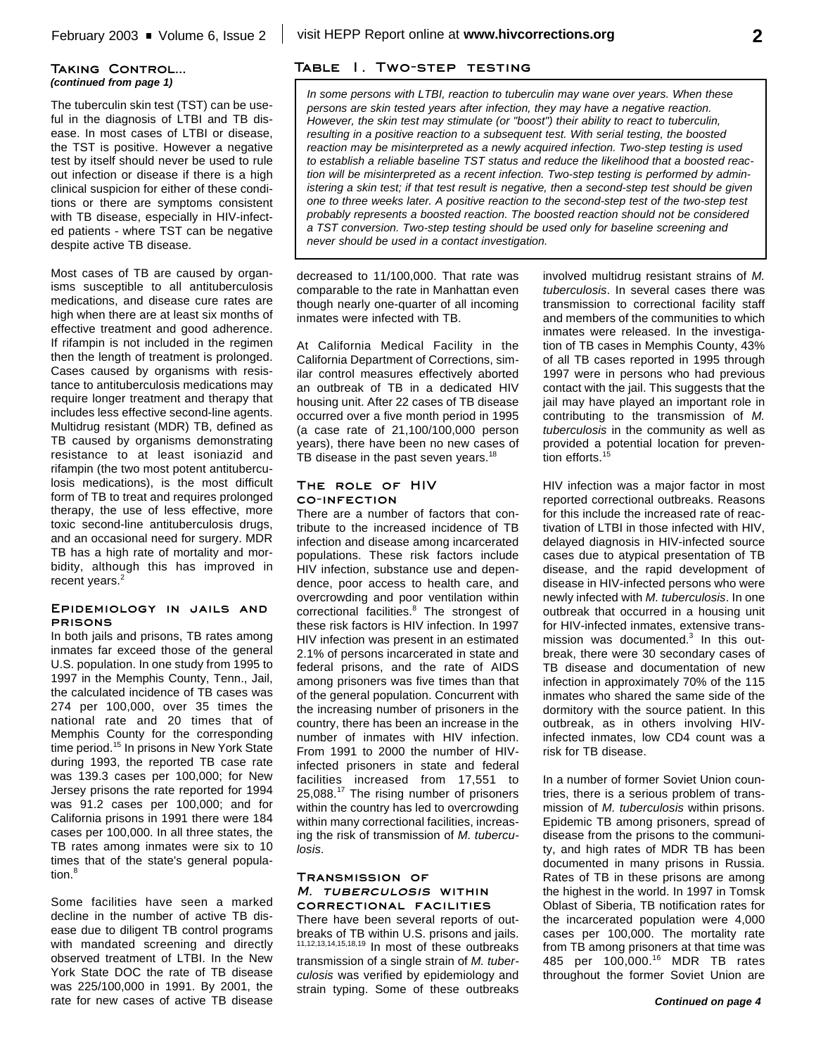## Taking Control...
*(continued from page 1)*

The tuberculin skin test (TST) can be useful in the diagnosis of LTBI and TB disease. In most cases of LTBI or disease, the TST is positive. However a negative test by itself should never be used to rule out infection or disease if there is a high clinical suspicion for either of these conditions or there are symptoms consistent with TB disease, especially in HIV-infected patients - where TST can be negative despite active TB disease.

Most cases of TB are caused by organisms susceptible to all antituberculosis medications, and disease cure rates are high when there are at least six months of effective treatment and good adherence. If rifampin is not included in the regimen then the length of treatment is prolonged. Cases caused by organisms with resistance to antituberculosis medications may require longer treatment and therapy that includes less effective second-line agents. Multidrug resistant (MDR) TB, defined as TB caused by organisms demonstrating resistance to at least isoniazid and rifampin (the two most potent antituberculosis medications), is the most difficult form of TB to treat and requires prolonged therapy, the use of less effective, more toxic second-line antituberculosis drugs, and an occasional need for surgery. MDR TB has a high rate of mortality and morbidity, although this has improved in recent years.[2]

### Table 1. Two-step testing

*In some persons with LTBI, reaction to tuberculin may wane over years. When these persons are skin tested years after infection, they may have a negative reaction. However, the skin test may stimulate (or "boost") their ability to react to tuberculin, resulting in a positive reaction to a subsequent test. With serial testing, the boosted reaction may be misinterpreted as a newly acquired infection. Two-step testing is used to establish a reliable baseline TST status and reduce the likelihood that a boosted reaction will be misinterpreted as a recent infection. Two-step testing is performed by administering a skin test; if that test result is negative, then a second-step test should be given one to three weeks later. A positive reaction to the second-step test of the two-step test probably represents a boosted reaction. The boosted reaction should not be considered a TST conversion. Two-step testing should be used only for baseline screening and never should be used in a contact investigation.*

### Epidemiology in jails and prisons

In both jails and prisons, TB rates among inmates far exceed those of the general U.S. population. In one study from 1995 to 1997 in the Memphis County, Tenn., Jail, the calculated incidence of TB cases was 274 per 100,000, over 35 times the national rate and 20 times that of Memphis County for the corresponding time period.[15] In prisons in New York State during 1993, the reported TB case rate was 139.3 cases per 100,000; for New Jersey prisons the rate reported for 1994 was 91.2 cases per 100,000; and for California prisons in 1991 there were 184 cases per 100,000. In all three states, the TB rates among inmates were six to 10 times that of the state's general population.[8]

Some facilities have seen a marked decline in the number of active TB disease due to diligent TB control programs with mandated screening and directly observed treatment of LTBI. In the New York State DOC the rate of TB disease was 225/100,000 in 1991. By 2001, the rate for new cases of active TB disease decreased to 11/100,000. That rate was comparable to the rate in Manhattan even though nearly one-quarter of all incoming inmates were infected with TB.

At California Medical Facility in the California Department of Corrections, similar control measures effectively aborted an outbreak of TB in a dedicated HIV housing unit. After 22 cases of TB disease occurred over a five month period in 1995 (a case rate of 21,100/100,000 person years), there have been no new cases of TB disease in the past seven years.[18]

### The role of HIV co-infection

There are a number of factors that contribute to the increased incidence of TB infection and disease among incarcerated populations. These risk factors include HIV infection, substance use and dependence, poor access to health care, and overcrowding and poor ventilation within correctional facilities.[8] The strongest of these risk factors is HIV infection. In 1997 HIV infection was present in an estimated 2.1% of persons incarcerated in state and federal prisons, and the rate of AIDS among prisoners was five times than that of the general population. Concurrent with the increasing number of prisoners in the country, there has been an increase in the number of inmates with HIV infection. From 1991 to 2000 the number of HIV-infected prisoners in state and federal facilities increased from 17,551 to 25,088.[17] The rising number of prisoners within the country has led to overcrowding within many correctional facilities, increasing the risk of transmission of *M. tuberculosis*.

### Transmission of *M. tuberculosis* within correctional facilities

There have been several reports of outbreaks of TB within U.S. prisons and jails.[11,12,13,14,15,18,19] In most of these outbreaks transmission of a single strain of *M. tuberculosis* was verified by epidemiology and strain typing. Some of these outbreaks involved multidrug resistant strains of *M. tuberculosis*. In several cases there was transmission to correctional facility staff and members of the communities to which inmates were released. In the investigation of TB cases in Memphis County, 43% of all TB cases reported in 1995 through 1997 were in persons who had previous contact with the jail. This suggests that the jail may have played an important role in contributing to the transmission of *M. tuberculosis* in the community as well as provided a potential location for prevention efforts.[15]

HIV infection was a major factor in most reported correctional outbreaks. Reasons for this include the increased rate of reactivation of LTBI in those infected with HIV, delayed diagnosis in HIV-infected source cases due to atypical presentation of TB disease, and the rapid development of disease in HIV-infected persons who were newly infected with *M. tuberculosis*. In one outbreak that occurred in a housing unit for HIV-infected inmates, extensive transmission was documented.[3] In this outbreak, there were 30 secondary cases of TB disease and documentation of new infection in approximately 70% of the 115 inmates who shared the same side of the dormitory with the source patient. In this outbreak, as in others involving HIV-infected inmates, low CD4 count was a risk for TB disease.

In a number of former Soviet Union countries, there is a serious problem of transmission of *M. tuberculosis* within prisons. Epidemic TB among prisoners, spread of disease from the prisons to the community, and high rates of MDR TB has been documented in many prisons in Russia. Rates of TB in these prisons are among the highest in the world. In 1997 in Tomsk Oblast of Siberia, TB notification rates for the incarcerated population were 4,000 cases per 100,000. The mortality rate from TB among prisoners at that time was 485 per 100,000.[16] MDR TB rates throughout the former Soviet Union are

***Continued on page 4***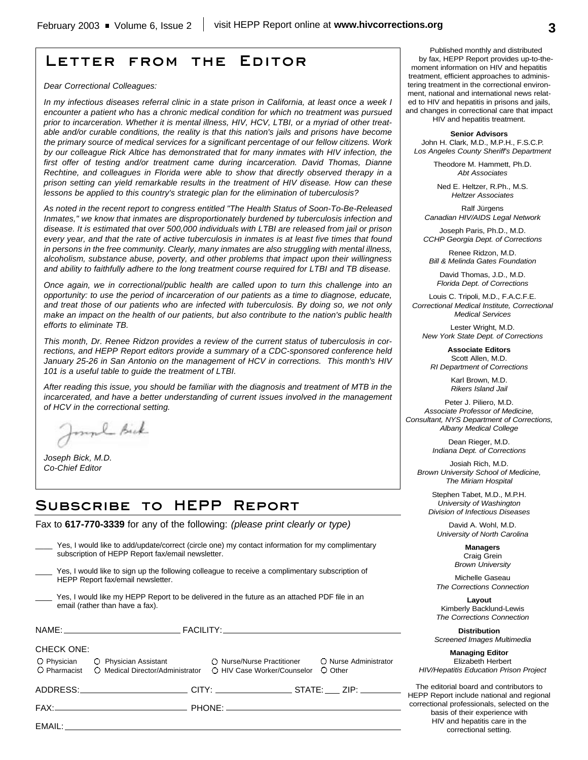# Letter from the Editor

*Dear Correctional Colleagues:*

*In my infectious diseases referral clinic in a state prison in California, at least once a week I encounter a patient who has a chronic medical condition for which no treatment was pursued prior to incarceration. Whether it is mental illness, HIV, HCV, LTBI, or a myriad of other treatable and/or curable conditions, the reality is that this nation's jails and prisons have become the primary source of medical services for a significant percentage of our fellow citizens. Work by our colleague Rick Altice has demonstrated that for many inmates with HIV infection, the first offer of testing and/or treatment came during incarceration. David Thomas, Dianne Rechtine, and colleagues in Florida were able to show that directly observed therapy in a prison setting can yield remarkable results in the treatment of HIV disease. How can these lessons be applied to this country's strategic plan for the elimination of tuberculosis?*

*As noted in the recent report to congress entitled "The Health Status of Soon-To-Be-Released Inmates," we know that inmates are disproportionately burdened by tuberculosis infection and disease. It is estimated that over 500,000 individuals with LTBI are released from jail or prison every year, and that the rate of active tuberculosis in inmates is at least five times that found in persons in the free community. Clearly, many inmates are also struggling with mental illness, alcoholism, substance abuse, poverty, and other problems that impact upon their willingness and ability to faithfully adhere to the long treatment course required for LTBI and TB disease.*

*Once again, we in correctional/public health are called upon to turn this challenge into an opportunity: to use the period of incarceration of our patients as a time to diagnose, educate, and treat those of our patients who are infected with tuberculosis. By doing so, we not only make an impact on the health of our patients, but also contribute to the nation's public health efforts to eliminate TB.*

*This month, Dr. Renee Ridzon provides a review of the current status of tuberculosis in corrections, and HEPP Report editors provide a summary of a CDC-sponsored conference held January 25-26 in San Antonio on the management of HCV in corrections. This month's HIV 101 is a useful table to guide the treatment of LTBI.*

*After reading this issue, you should be familiar with the diagnosis and treatment of MTB in the incarcerated, and have a better understanding of current issues involved in the management of HCV in the correctional setting.*

*Joseph Bick, M.D.*
*Co-Chief Editor*

# Subscribe to HEPP Report

Fax to **617-770-3339** for any of the following: *(please print clearly or type)*

____ Yes, I would like to add/update/correct (circle one) my contact information for my complimentary subscription of HEPP Report fax/email newsletter.

____ Yes, I would like to sign up the following colleague to receive a complimentary subscription of HEPP Report fax/email newsletter.

____ Yes, I would like my HEPP Report to be delivered in the future as an attached PDF file in an email (rather than have a fax).

NAME: ____________________ FACILITY: ____________________

CHECK ONE:

○ Physician ○ Physician Assistant ○ Nurse/Nurse Practitioner ○ Nurse Administrator
○ Pharmacist ○ Medical Director/Administrator ○ HIV Case Worker/Counselor ○ Other

ADDRESS: ____________________ CITY: ______________ STATE: ___ ZIP: ________

FAX: ____________________ PHONE: ____________________

EMAIL: ____________________

---

Published monthly and distributed by fax, HEPP Report provides up-to-the-moment information on HIV and hepatitis treatment, efficient approaches to administering treatment in the correctional environment, national and international news related to HIV and hepatitis in prisons and jails, and changes in correctional care that impact HIV and hepatitis treatment.

**Senior Advisors**

John H. Clark, M.D., M.P.H., F.S.C.P.
*Los Angeles County Sheriff's Department*

Theodore M. Hammett, Ph.D.
*Abt Associates*

Ned E. Heltzer, R.Ph., M.S.
*Heltzer Associates*

Ralf Jürgens
*Canadian HIV/AIDS Legal Network*

Joseph Paris, Ph.D., M.D.
*CCHP Georgia Dept. of Corrections*

Renee Ridzon, M.D.
*Bill & Melinda Gates Foundation*

David Thomas, J.D., M.D.
*Florida Dept. of Corrections*

Louis C. Tripoli, M.D., F.A.C.F.E.
*Correctional Medical Institute, Correctional Medical Services*

Lester Wright, M.D.
*New York State Dept. of Corrections*

**Associate Editors**

Scott Allen, M.D.
*RI Department of Corrections*

Karl Brown, M.D.
*Rikers Island Jail*

Peter J. Piliero, M.D.
*Associate Professor of Medicine, Consultant, NYS Department of Corrections, Albany Medical College*

Dean Rieger, M.D.
*Indiana Dept. of Corrections*

Josiah Rich, M.D.
*Brown University School of Medicine, The Miriam Hospital*

Stephen Tabet, M.D., M.P.H.
*University of Washington Division of Infectious Diseases*

David A. Wohl, M.D.
*University of North Carolina*

**Managers**

Craig Grein
*Brown University*

Michelle Gaseau
*The Corrections Connection*

**Layout**

Kimberly Backlund-Lewis
*The Corrections Connection*

**Distribution**

*Screened Images Multimedia*

**Managing Editor**

Elizabeth Herbert
*HIV/Hepatitis Education Prison Project*

The editorial board and contributors to HEPP Report include national and regional correctional professionals, selected on the basis of their experience with HIV and hepatitis care in the correctional setting.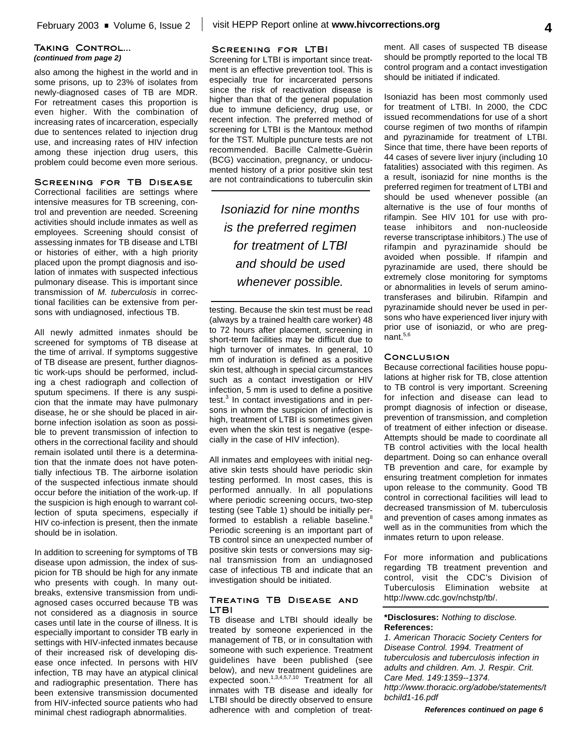### Taking Control...
***(continued from page 2)***

also among the highest in the world and in some prisons, up to 23% of isolates from newly-diagnosed cases of TB are MDR. For retreatment cases this proportion is even higher. With the combination of increasing rates of incarceration, especially due to sentences related to injection drug use, and increasing rates of HIV infection among these injection drug users, this problem could become even more serious.

### Screening for TB Disease

Correctional facilities are settings where intensive measures for TB screening, control and prevention are needed. Screening activities should include inmates as well as employees. Screening should consist of assessing inmates for TB disease and LTBI or histories of either, with a high priority placed upon the prompt diagnosis and isolation of inmates with suspected infectious pulmonary disease. This is important since transmission of *M. tuberculosis* in correctional facilities can be extensive from persons with undiagnosed, infectious TB.

All newly admitted inmates should be screened for symptoms of TB disease at the time of arrival. If symptoms suggestive of TB disease are present, further diagnostic work-ups should be performed, including a chest radiograph and collection of sputum specimens. If there is any suspicion that the inmate may have pulmonary disease, he or she should be placed in airborne infection isolation as soon as possible to prevent transmission of infection to others in the correctional facility and should remain isolated until there is a determination that the inmate does not have potentially infectious TB. The airborne isolation of the suspected infectious inmate should occur before the initiation of the work-up. If the suspicion is high enough to warrant collection of sputa specimens, especially if HIV co-infection is present, then the inmate should be in isolation.

In addition to screening for symptoms of TB disease upon admission, the index of suspicion for TB should be high for any inmate who presents with cough. In many outbreaks, extensive transmission from undiagnosed cases occurred because TB was not considered as a diagnosis in source cases until late in the course of illness. It is especially important to consider TB early in settings with HIV-infected inmates because of their increased risk of developing disease once infected. In persons with HIV infection, TB may have an atypical clinical and radiographic presentation. There has been extensive transmission documented from HIV-infected source patients who had minimal chest radiograph abnormalities.

### Screening for LTBI

Screening for LTBI is important since treatment is an effective prevention tool. This is especially true for incarcerated persons since the risk of reactivation disease is higher than that of the general population due to immune deficiency, drug use, or recent infection. The preferred method of screening for LTBI is the Mantoux method for the TST. Multiple puncture tests are not recommended. Bacille Calmette-Guèrin (BCG) vaccination, pregnancy, or undocumented history of a prior positive skin test are not contraindications to tuberculin skin testing. Because the skin test must be read (always by a trained health care worker) 48 to 72 hours after placement, screening in short-term facilities may be difficult due to high turnover of inmates. In general, 10 mm of induration is defined as a positive skin test, although in special circumstances such as a contact investigation or HIV infection, 5 mm is used to define a positive test.[3] In contact investigations and in persons in whom the suspicion of infection is high, treatment of LTBI is sometimes given even when the skin test is negative (especially in the case of HIV infection).

*Isoniazid for nine months is the preferred regimen for treatment of LTBI and should be used whenever possible.*

All inmates and employees with initial negative skin tests should have periodic skin testing performed. In most cases, this is performed annually. In all populations where periodic screening occurs, two-step testing (see Table 1) should be initially performed to establish a reliable baseline.[8] Periodic screening is an important part of TB control since an unexpected number of positive skin tests or conversions may signal transmission from an undiagnosed case of infectious TB and indicate that an investigation should be initiated.

### Treating TB Disease and LTBI

TB disease and LTBI should ideally be treated by someone experienced in the management of TB, or in consultation with someone with such experience. Treatment guidelines have been published (see below), and new treatment guidelines are expected soon.[1,3,4,5,7,10] Treatment for all inmates with TB disease and ideally for LTBI should be directly observed to ensure adherence with and completion of treatment. All cases of suspected TB disease should be promptly reported to the local TB control program and a contact investigation should be initiated if indicated.

Isoniazid has been most commonly used for treatment of LTBI. In 2000, the CDC issued recommendations for use of a short course regimen of two months of rifampin and pyrazinamide for treatment of LTBI. Since that time, there have been reports of 44 cases of severe liver injury (including 10 fatalities) associated with this regimen. As a result, isoniazid for nine months is the preferred regimen for treatment of LTBI and should be used whenever possible (an alternative is the use of four months of rifampin. See HIV 101 for use with protease inhibitors and non-nucleoside reverse transcriptase inhibitors.) The use of rifampin and pyrazinamide should be avoided when possible. If rifampin and pyrazinamide are used, there should be extremely close monitoring for symptoms or abnormalities in levels of serum aminotransferases and bilirubin. Rifampin and pyrazinamide should never be used in persons who have experienced liver injury with prior use of isoniazid, or who are pregnant.[5,6]

### Conclusion

Because correctional facilities house populations at higher risk for TB, close attention to TB control is very important. Screening for infection and disease can lead to prompt diagnosis of infection or disease, prevention of transmission, and completion of treatment of either infection or disease. Attempts should be made to coordinate all TB control activities with the local health department. Doing so can enhance overall TB prevention and care, for example by ensuring treatment completion for inmates upon release to the community. Good TB control in correctional facilities will lead to decreased transmission of M. tuberculosis and prevention of cases among inmates as well as in the communities from which the inmates return to upon release.

For more information and publications regarding TB treatment prevention and control, visit the CDC's Division of Tuberculosis Elimination website at http://www.cdc.gov/nchstp/tb/.

**\*Disclosures:** *Nothing to disclose.*

**References:**

*1. American Thoracic Society Centers for Disease Control. 1994. Treatment of tuberculosis and tuberculosis infection in adults and children. Am. J. Respir. Crit. Care Med. 149:1359--1374. http://www.thoracic.org/adobe/statements/tbchild1-16.pdf*

***References continued on page 6***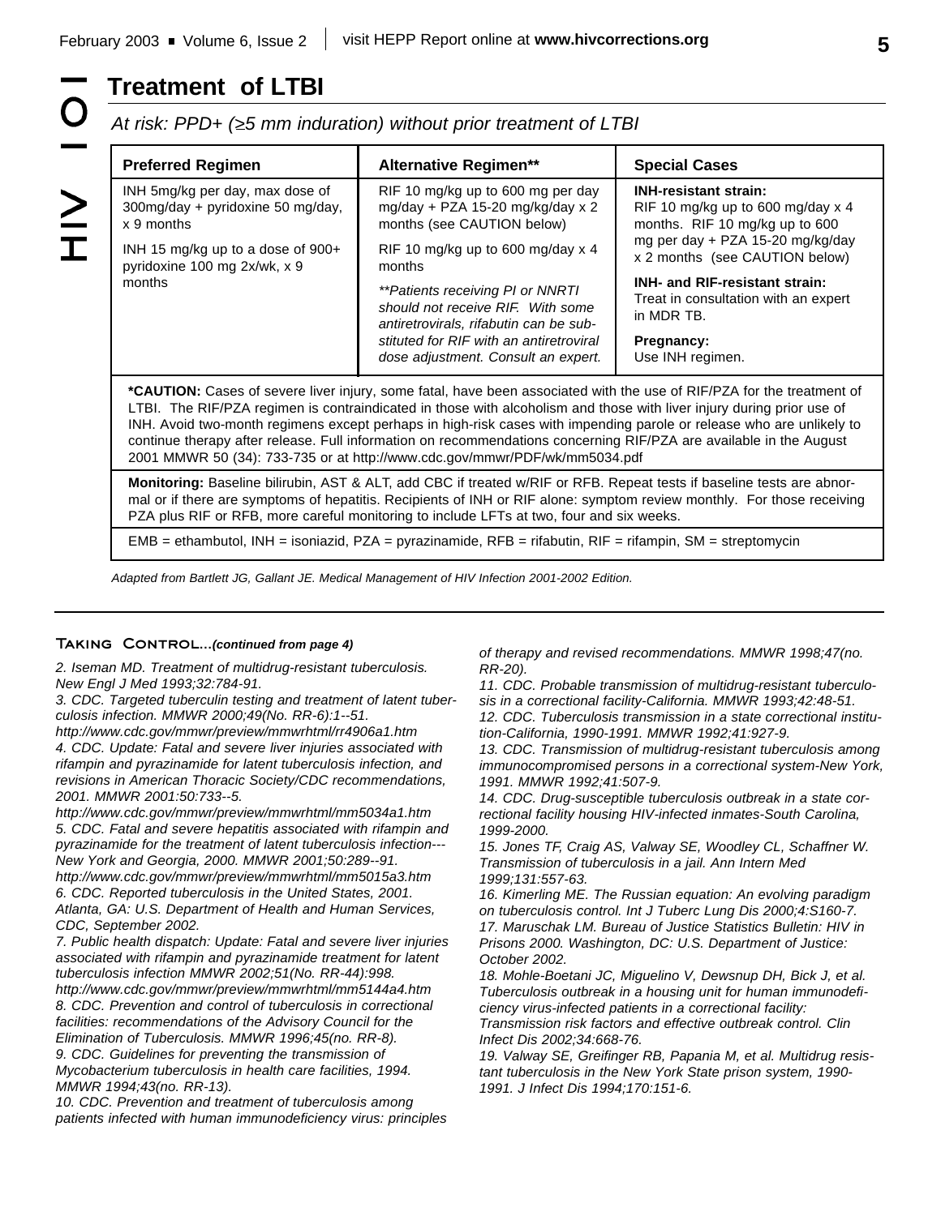# Treatment of LTBI

*At risk: PPD+ (≥5 mm induration) without prior treatment of LTBI*

| Preferred Regimen | Alternative Regimen** | Special Cases |
|---|---|---|
| INH 5mg/kg per day, max dose of 300mg/day + pyridoxine 50 mg/day, x 9 months<br><br>INH 15 mg/kg up to a dose of 900+ pyridoxine 100 mg 2x/wk, x 9 months | RIF 10 mg/kg up to 600 mg per day mg/day + PZA 15-20 mg/kg/day x 2 months (see CAUTION below)<br><br>RIF 10 mg/kg up to 600 mg/day x 4 months<br><br>*\*\*Patients receiving PI or NNRTI should not receive RIF. With some antiretrovirals, rifabutin can be substituted for RIF with an antiretroviral dose adjustment. Consult an expert.* | **INH-resistant strain:** RIF 10 mg/kg up to 600 mg/day x 4 months. RIF 10 mg/kg up to 600 mg per day + PZA 15-20 mg/kg/day x 2 months (see CAUTION below)<br><br>**INH- and RIF-resistant strain:** Treat in consultation with an expert in MDR TB.<br><br>**Pregnancy:** Use INH regimen. |

***CAUTION:** Cases of severe liver injury, some fatal, have been associated with the use of RIF/PZA for the treatment of LTBI. The RIF/PZA regimen is contraindicated in those with alcoholism and those with liver injury during prior use of INH. Avoid two-month regimens except perhaps in high-risk cases with impending parole or release who are unlikely to continue therapy after release. Full information on recommendations concerning RIF/PZA are available in the August 2001 MMWR 50 (34): 733-735 or at http://www.cdc.gov/mmwr/PDF/wk/mm5034.pdf

**Monitoring:** Baseline bilirubin, AST & ALT, add CBC if treated w/RIF or RFB. Repeat tests if baseline tests are abnormal or if there are symptoms of hepatitis. Recipients of INH or RIF alone: symptom review monthly. For those receiving PZA plus RIF or RFB, more careful monitoring to include LFTs at two, four and six weeks.

EMB = ethambutol, INH = isoniazid, PZA = pyrazinamide, RFB = rifabutin, RIF = rifampin, SM = streptomycin

*Adapted from Bartlett JG, Gallant JE. Medical Management of HIV Infection 2001-2002 Edition.*

## Taking Control... *(continued from page 4)*

*2. Iseman MD. Treatment of multidrug-resistant tuberculosis. New Engl J Med 1993;32:784-91.*

*3. CDC. Targeted tuberculin testing and treatment of latent tuberculosis infection. MMWR 2000;49(No. RR-6):1--51. http://www.cdc.gov/mmwr/preview/mmwrhtml/rr4906a1.htm*

*4. CDC. Update: Fatal and severe liver injuries associated with rifampin and pyrazinamide for latent tuberculosis infection, and revisions in American Thoracic Society/CDC recommendations, 2001. MMWR 2001:50:733--5. http://www.cdc.gov/mmwr/preview/mmwrhtml/mm5034a1.htm*

*5. CDC. Fatal and severe hepatitis associated with rifampin and pyrazinamide for the treatment of latent tuberculosis infection---New York and Georgia, 2000. MMWR 2001;50:289--91. http://www.cdc.gov/mmwr/preview/mmwrhtml/mm5015a3.htm*

*6. CDC. Reported tuberculosis in the United States, 2001. Atlanta, GA: U.S. Department of Health and Human Services, CDC, September 2002.*

*7. Public health dispatch: Update: Fatal and severe liver injuries associated with rifampin and pyrazinamide treatment for latent tuberculosis infection MMWR 2002;51(No. RR-44):998. http://www.cdc.gov/mmwr/preview/mmwrhtml/mm5144a4.htm*

*8. CDC. Prevention and control of tuberculosis in correctional facilities: recommendations of the Advisory Council for the Elimination of Tuberculosis. MMWR 1996;45(no. RR-8).*

*9. CDC. Guidelines for preventing the transmission of Mycobacterium tuberculosis in health care facilities, 1994. MMWR 1994;43(no. RR-13).*

*10. CDC. Prevention and treatment of tuberculosis among patients infected with human immunodeficiency virus: principles of therapy and revised recommendations. MMWR 1998;47(no. RR-20).*

*11. CDC. Probable transmission of multidrug-resistant tuberculosis in a correctional facility-California. MMWR 1993;42:48-51.*

*12. CDC. Tuberculosis transmission in a state correctional institution-California, 1990-1991. MMWR 1992;41:927-9.*

*13. CDC. Transmission of multidrug-resistant tuberculosis among immunocompromised persons in a correctional system-New York, 1991. MMWR 1992;41:507-9.*

*14. CDC. Drug-susceptible tuberculosis outbreak in a state correctional facility housing HIV-infected inmates-South Carolina, 1999-2000.*

*15. Jones TF, Craig AS, Valway SE, Woodley CL, Schaffner W. Transmission of tuberculosis in a jail. Ann Intern Med 1999;131:557-63.*

*16. Kimerling ME. The Russian equation: An evolving paradigm on tuberculosis control. Int J Tuberc Lung Dis 2000;4:S160-7.*

*17. Maruschak LM. Bureau of Justice Statistics Bulletin: HIV in Prisons 2000. Washington, DC: U.S. Department of Justice: October 2002.*

*18. Mohle-Boetani JC, Miguelino V, Dewsnup DH, Bick J, et al. Tuberculosis outbreak in a housing unit for human immunodeficiency virus-infected patients in a correctional facility: Transmission risk factors and effective outbreak control. Clin Infect Dis 2002;34:668-76.*

*19. Valway SE, Greifinger RB, Papania M, et al. Multidrug resistant tuberculosis in the New York State prison system, 1990-1991. J Infect Dis 1994;170:151-6.*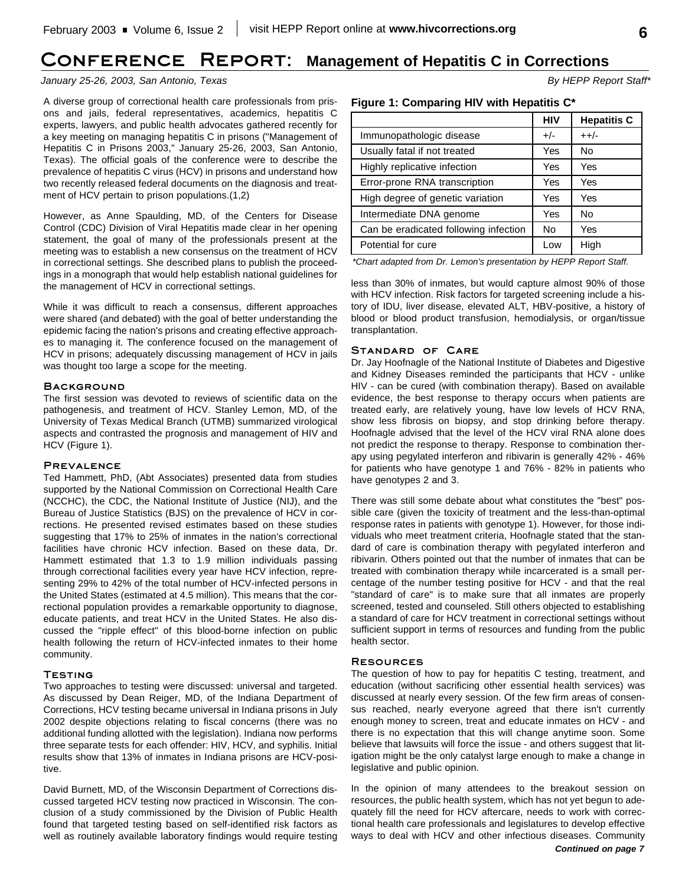# Conference Report: Management of Hepatitis C in Corrections

*January 25-26, 2003, San Antonio, Texas*

*By HEPP Report Staff**

A diverse group of correctional health care professionals from prisons and jails, federal representatives, academics, hepatitis C experts, lawyers, and public health advocates gathered recently for a key meeting on managing hepatitis C in prisons ("Management of Hepatitis C in Prisons 2003," January 25-26, 2003, San Antonio, Texas). The official goals of the conference were to describe the prevalence of hepatitis C virus (HCV) in prisons and understand how two recently released federal documents on the diagnosis and treatment of HCV pertain to prison populations.(1,2)

However, as Anne Spaulding, MD, of the Centers for Disease Control (CDC) Division of Viral Hepatitis made clear in her opening statement, the goal of many of the professionals present at the meeting was to establish a new consensus on the treatment of HCV in correctional settings. She described plans to publish the proceedings in a monograph that would help establish national guidelines for the management of HCV in correctional settings.

While it was difficult to reach a consensus, different approaches were shared (and debated) with the goal of better understanding the epidemic facing the nation's prisons and creating effective approaches to managing it. The conference focused on the management of HCV in prisons; adequately discussing management of HCV in jails was thought too large a scope for the meeting.

## Background

The first session was devoted to reviews of scientific data on the pathogenesis, and treatment of HCV. Stanley Lemon, MD, of the University of Texas Medical Branch (UTMB) summarized virological aspects and contrasted the prognosis and management of HIV and HCV (Figure 1).

**Figure 1: Comparing HIV with Hepatitis C***

| | HIV | Hepatitis C |
|---|---|---|
| Immunopathologic disease | +/- | ++/- |
| Usually fatal if not treated | Yes | No |
| Highly replicative infection | Yes | Yes |
| Error-prone RNA transcription | Yes | Yes |
| High degree of genetic variation | Yes | Yes |
| Intermediate DNA genome | Yes | No |
| Can be eradicated following infection | No | Yes |
| Potential for cure | Low | High |

*\*Chart adapted from Dr. Lemon's presentation by HEPP Report Staff.*

## Prevalence

Ted Hammett, PhD, (Abt Associates) presented data from studies supported by the National Commission on Correctional Health Care (NCCHC), the CDC, the National Institute of Justice (NIJ), and the Bureau of Justice Statistics (BJS) on the prevalence of HCV in corrections. He presented revised estimates based on these studies suggesting that 17% to 25% of inmates in the nation's correctional facilities have chronic HCV infection. Based on these data, Dr. Hammett estimated that 1.3 to 1.9 million individuals passing through correctional facilities every year have HCV infection, representing 29% to 42% of the total number of HCV-infected persons in the United States (estimated at 4.5 million). This means that the correctional population provides a remarkable opportunity to diagnose, educate patients, and treat HCV in the United States. He also discussed the "ripple effect" of this blood-borne infection on public health following the return of HCV-infected inmates to their home community.

## Testing

Two approaches to testing were discussed: universal and targeted. As discussed by Dean Reiger, MD, of the Indiana Department of Corrections, HCV testing became universal in Indiana prisons in July 2002 despite objections relating to fiscal concerns (there was no additional funding allotted with the legislation). Indiana now performs three separate tests for each offender: HIV, HCV, and syphilis. Initial results show that 13% of inmates in Indiana prisons are HCV-positive.

David Burnett, MD, of the Wisconsin Department of Corrections discussed targeted HCV testing now practiced in Wisconsin. The conclusion of a study commissioned by the Division of Public Health found that targeted testing based on self-identified risk factors as well as routinely available laboratory findings would require testing less than 30% of inmates, but would capture almost 90% of those with HCV infection. Risk factors for targeted screening include a history of IDU, liver disease, elevated ALT, HBV-positive, a history of blood or blood product transfusion, hemodialysis, or organ/tissue transplantation.

## Standard of Care

Dr. Jay Hoofnagle of the National Institute of Diabetes and Digestive and Kidney Diseases reminded the participants that HCV - unlike HIV - can be cured (with combination therapy). Based on available evidence, the best response to therapy occurs when patients are treated early, are relatively young, have low levels of HCV RNA, show less fibrosis on biopsy, and stop drinking before therapy. Hoofnagle advised that the level of the HCV viral RNA alone does not predict the response to therapy. Response to combination therapy using pegylated interferon and ribivarin is generally 42% - 46% for patients who have genotype 1 and 76% - 82% in patients who have genotypes 2 and 3.

There was still some debate about what constitutes the "best" possible care (given the toxicity of treatment and the less-than-optimal response rates in patients with genotype 1). However, for those individuals who meet treatment criteria, Hoofnagle stated that the standard of care is combination therapy with pegylated interferon and ribivarin. Others pointed out that the number of inmates that can be treated with combination therapy while incarcerated is a small percentage of the number testing positive for HCV - and that the real "standard of care" is to make sure that all inmates are properly screened, tested and counseled. Still others objected to establishing a standard of care for HCV treatment in correctional settings without sufficient support in terms of resources and funding from the public health sector.

## Resources

The question of how to pay for hepatitis C testing, treatment, and education (without sacrificing other essential health services) was discussed at nearly every session. Of the few firm areas of consensus reached, nearly everyone agreed that there isn't currently enough money to screen, treat and educate inmates on HCV - and there is no expectation that this will change anytime soon. Some believe that lawsuits will force the issue - and others suggest that litigation might be the only catalyst large enough to make a change in legislative and public opinion.

In the opinion of many attendees to the breakout session on resources, the public health system, which has not yet begun to adequately fill the need for HCV aftercare, needs to work with correctional health care professionals and legislatures to develop effective ways to deal with HCV and other infectious diseases. Community

***Continued on page 7***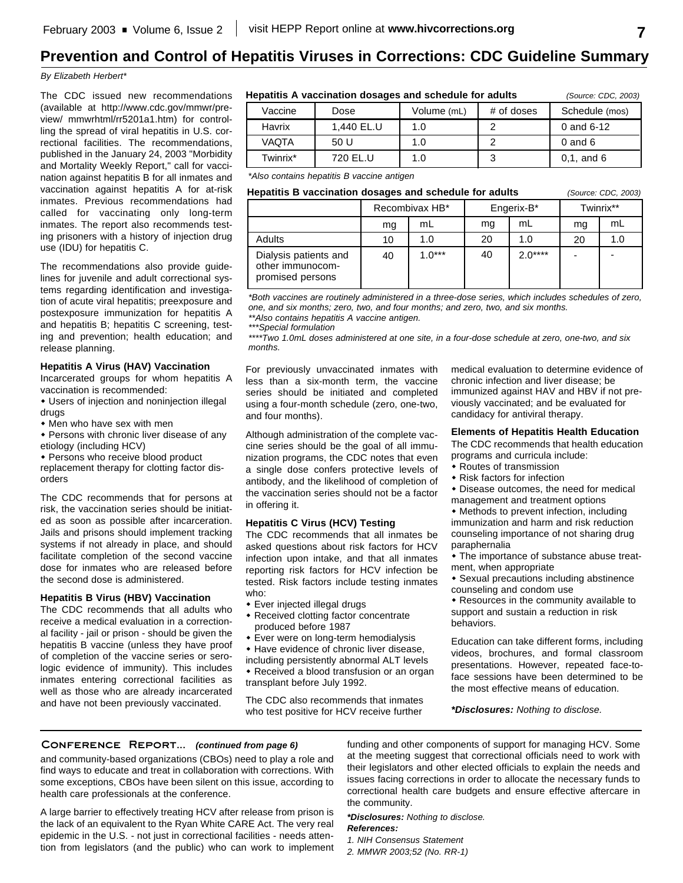# Prevention and Control of Hepatitis Viruses in Corrections: CDC Guideline Summary

*By Elizabeth Herbert**

The CDC issued new recommendations (available at http://www.cdc.gov/mmwr/preview/ mmwrhtml/rr5201a1.htm) for controlling the spread of viral hepatitis in U.S. correctional facilities. The recommendations, published in the January 24, 2003 "Morbidity and Mortality Weekly Report," call for vaccination against hepatitis B for all inmates and vaccination against hepatitis A for at-risk inmates. Previous recommendations had called for vaccinating only long-term inmates. The report also recommends testing prisoners with a history of injection drug use (IDU) for hepatitis C.

The recommendations also provide guidelines for juvenile and adult correctional systems regarding identification and investigation of acute viral hepatitis; preexposure and postexposure immunization for hepatitis A and hepatitis B; hepatitis C screening, testing and prevention; health education; and release planning.

### Hepatitis A Virus (HAV) Vaccination

Incarcerated groups for whom hepatitis A vaccination is recommended:

- Users of injection and noninjection illegal drugs
- Men who have sex with men
- Persons with chronic liver disease of any etiology (including HCV)
- Persons who receive blood product replacement therapy for clotting factor disorders

The CDC recommends that for persons at risk, the vaccination series should be initiated as soon as possible after incarceration. Jails and prisons should implement tracking systems if not already in place, and should facilitate completion of the second vaccine dose for inmates who are released before the second dose is administered.

### Hepatitis B Virus (HBV) Vaccination

The CDC recommends that all adults who receive a medical evaluation in a correctional facility - jail or prison - should be given the hepatitis B vaccine (unless they have proof of completion of the vaccine series or serologic evidence of immunity). This includes inmates entering correctional facilities as well as those who are already incarcerated and have not been previously vaccinated.

**Hepatitis A vaccination dosages and schedule for adults** *(Source: CDC, 2003)*

| Vaccine | Dose | Volume (mL) | # of doses | Schedule (mos) |
|---|---|---|---|---|
| Havrix | 1,440 EL.U | 1.0 | 2 | 0 and 6-12 |
| VAQTA | 50 U | 1.0 | 2 | 0 and 6 |
| Twinrix* | 720 EL.U | 1.0 | 3 | 0,1, and 6 |

*\*Also contains hepatitis B vaccine antigen*

**Hepatitis B vaccination dosages and schedule for adults** *(Source: CDC, 2003)*

| | Recombivax HB* | | Engerix-B* | | Twinrix** | |
|---|---|---|---|---|---|---|
| | mg | mL | mg | mL | mg | mL |
| Adults | 10 | 1.0 | 20 | 1.0 | 20 | 1.0 |
| Dialysis patients and other immunocompromised persons | 40 | 1.0*** | 40 | 2.0**** | - | - |

*\*Both vaccines are routinely administered in a three-dose series, which includes schedules of zero, one, and six months; zero, two, and four months; and zero, two, and six months.*
*\*\*Also contains hepatitis A vaccine antigen.*
*\*\*\*Special formulation*
*\*\*\*\*Two 1.0mL doses administered at one site, in a four-dose schedule at zero, one-two, and six months.*

For previously unvaccinated inmates with less than a six-month term, the vaccine series should be initiated and completed using a four-month schedule (zero, one-two, and four months).

Although administration of the complete vaccine series should be the goal of all immunization programs, the CDC notes that even a single dose confers protective levels of antibody, and the likelihood of completion of the vaccination series should not be a factor in offering it.

### Hepatitis C Virus (HCV) Testing

The CDC recommends that all inmates be asked questions about risk factors for HCV infection upon intake, and that all inmates reporting risk factors for HCV infection be tested. Risk factors include testing inmates who:

- Ever injected illegal drugs
- Received clotting factor concentrate produced before 1987
- Ever were on long-term hemodialysis
- Have evidence of chronic liver disease, including persistently abnormal ALT levels
- Received a blood transfusion or an organ transplant before July 1992.

The CDC also recommends that inmates who test positive for HCV receive further medical evaluation to determine evidence of chronic infection and liver disease; be immunized against HAV and HBV if not previously vaccinated; and be evaluated for candidacy for antiviral therapy.

### Elements of Hepatitis Health Education

The CDC recommends that health education programs and curricula include:

- Routes of transmission
- Risk factors for infection
- Disease outcomes, the need for medical management and treatment options
- Methods to prevent infection, including immunization and harm and risk reduction counseling importance of not sharing drug paraphernalia
- The importance of substance abuse treatment, when appropriate
- Sexual precautions including abstinence counseling and condom use
- Resources in the community available to support and sustain a reduction in risk behaviors.

Education can take different forms, including videos, brochures, and formal classroom presentations. However, repeated face-to-face sessions have been determined to be the most effective means of education.

***Disclosures:** Nothing to disclose.*

## Conference Report... *(continued from page 6)*

and community-based organizations (CBOs) need to play a role and find ways to educate and treat in collaboration with corrections. With some exceptions, CBOs have been silent on this issue, according to health care professionals at the conference.

A large barrier to effectively treating HCV after release from prison is the lack of an equivalent to the Ryan White CARE Act. The very real epidemic in the U.S. - not just in correctional facilities - needs attention from legislators (and the public) who can work to implement funding and other components of support for managing HCV. Some at the meeting suggest that correctional officials need to work with their legislators and other elected officials to explain the needs and issues facing corrections in order to allocate the necessary funds to correctional health care budgets and ensure effective aftercare in the community.

***Disclosures:** Nothing to disclose.*

***References:***

1. *NIH Consensus Statement*
2. *MMWR 2003;52 (No. RR-1)*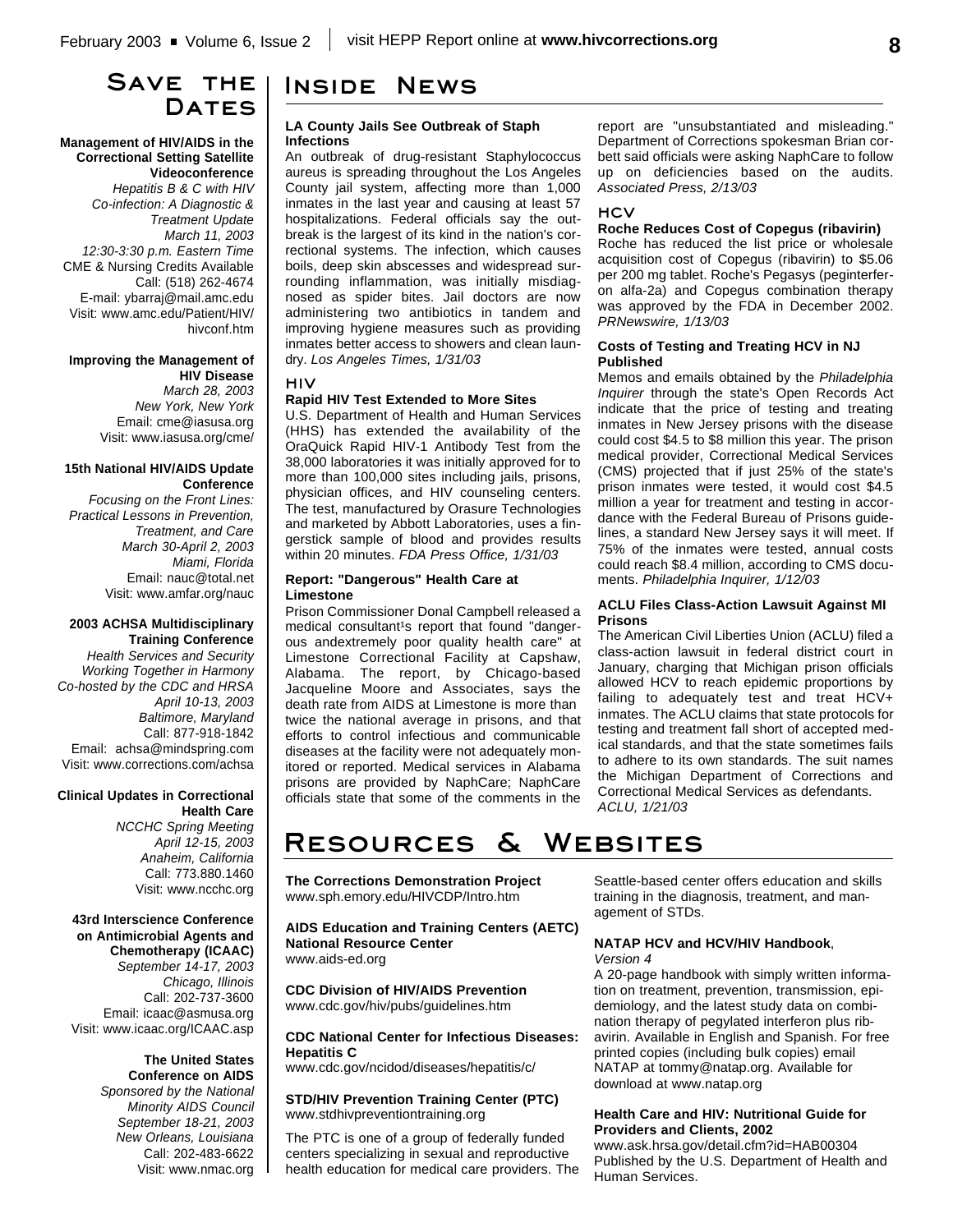## Save the Dates

**Management of HIV/AIDS in the Correctional Setting Satellite Videoconference**
*Hepatitis B & C with HIV Co-infection: A Diagnostic & Treatment Update*
*March 11, 2003*
*12:30-3:30 p.m. Eastern Time*
CME & Nursing Credits Available
Call: (518) 262-4674
E-mail: ybarraj@mail.amc.edu
Visit: www.amc.edu/Patient/HIV/hivconf.htm

**Improving the Management of HIV Disease**
*March 28, 2003*
*New York, New York*
Email: cme@iasusa.org
Visit: www.iasusa.org/cme/

**15th National HIV/AIDS Update Conference**
*Focusing on the Front Lines: Practical Lessons in Prevention, Treatment, and Care*
*March 30-April 2, 2003*
*Miami, Florida*
Email: nauc@total.net
Visit: www.amfar.org/nauc

**2003 ACHSA Multidisciplinary Training Conference**
*Health Services and Security Working Together in Harmony*
*Co-hosted by the CDC and HRSA*
*April 10-13, 2003*
*Baltimore, Maryland*
Call: 877-918-1842
Email: achsa@mindspring.com
Visit: www.corrections.com/achsa

**Clinical Updates in Correctional Health Care**
*NCCHC Spring Meeting*
*April 12-15, 2003*
*Anaheim, California*
Call: 773.880.1460
Visit: www.ncchc.org

**43rd Interscience Conference on Antimicrobial Agents and Chemotherapy (ICAAC)**
*September 14-17, 2003*
*Chicago, Illinois*
Call: 202-737-3600
Email: icaac@asmusa.org
Visit: www.icaac.org/ICAAC.asp

**The United States Conference on AIDS**
*Sponsored by the National Minority AIDS Council*
*September 18-21, 2003*
*New Orleans, Louisiana*
Call: 202-483-6622
Visit: www.nmac.org

## Inside News

**LA County Jails See Outbreak of Staph Infections**

An outbreak of drug-resistant Staphylococcus aureus is spreading throughout the Los Angeles County jail system, affecting more than 1,000 inmates in the last year and causing at least 57 hospitalizations. Federal officials say the outbreak is the largest of its kind in the nation's correctional systems. The infection, which causes boils, deep skin abscesses and widespread surrounding inflammation, was initially misdiagnosed as spider bites. Jail doctors are now administering two antibiotics in tandem and improving hygiene measures such as providing inmates better access to showers and clean laundry. *Los Angeles Times, 1/31/03*

### HIV

**Rapid HIV Test Extended to More Sites**

U.S. Department of Health and Human Services (HHS) has extended the availability of the OraQuick Rapid HIV-1 Antibody Test from the 38,000 laboratories it was initially approved for to more than 100,000 sites including jails, prisons, physician offices, and HIV counseling centers. The test, manufactured by Orasure Technologies and marketed by Abbott Laboratories, uses a fingerstick sample of blood and provides results within 20 minutes. *FDA Press Office, 1/31/03*

**Report: "Dangerous" Health Care at Limestone**

Prison Commissioner Donal Campbell released a medical consultant¹s report that found "dangerous andextremely poor quality health care" at Limestone Correctional Facility at Capshaw, Alabama. The report, by Chicago-based Jacqueline Moore and Associates, says the death rate from AIDS at Limestone is more than twice the national average in prisons, and that efforts to control infectious and communicable diseases at the facility were not adequately monitored or reported. Medical services in Alabama prisons are provided by NaphCare; NaphCare officials state that some of the comments in the report are "unsubstantiated and misleading." Department of Corrections spokesman Brian corbett said officials were asking NaphCare to follow up on deficiencies based on the audits. *Associated Press, 2/13/03*

### HCV

**Roche Reduces Cost of Copegus (ribavirin)**

Roche has reduced the list price or wholesale acquisition cost of Copegus (ribavirin) to $5.06 per 200 mg tablet. Roche's Pegasys (peginterferon alfa-2a) and Copegus combination therapy was approved by the FDA in December 2002. *PRNewswire, 1/13/03*

**Costs of Testing and Treating HCV in NJ Published**

Memos and emails obtained by the *Philadelphia Inquirer* through the state's Open Records Act indicate that the price of testing and treating inmates in New Jersey prisons with the disease could cost $4.5 to $8 million this year. The prison medical provider, Correctional Medical Services (CMS) projected that if just 25% of the state's prison inmates were tested, it would cost $4.5 million a year for treatment and testing in accordance with the Federal Bureau of Prisons guidelines, a standard New Jersey says it will meet. If 75% of the inmates were tested, annual costs could reach $8.4 million, according to CMS documents. *Philadelphia Inquirer, 1/12/03*

**ACLU Files Class-Action Lawsuit Against MI Prisons**

The American Civil Liberties Union (ACLU) filed a class-action lawsuit in federal district court in January, charging that Michigan prison officials allowed HCV to reach epidemic proportions by failing to adequately test and treat HCV+ inmates. The ACLU claims that state protocols for testing and treatment fall short of accepted medical standards, and that the state sometimes fails to adhere to its own standards. The suit names the Michigan Department of Corrections and Correctional Medical Services as defendants. *ACLU, 1/21/03*

## Resources & Websites

**The Corrections Demonstration Project**
www.sph.emory.edu/HIVCDP/Intro.htm

**AIDS Education and Training Centers (AETC) National Resource Center**
www.aids-ed.org

**CDC Division of HIV/AIDS Prevention**
www.cdc.gov/hiv/pubs/guidelines.htm

**CDC National Center for Infectious Diseases: Hepatitis C**
www.cdc.gov/ncidod/diseases/hepatitis/c/

**STD/HIV Prevention Training Center (PTC)**
www.stdhivpreventiontraining.org

The PTC is one of a group of federally funded centers specializing in sexual and reproductive health education for medical care providers. The Seattle-based center offers education and skills training in the diagnosis, treatment, and management of STDs.

**NATAP HCV and HCV/HIV Handbook**, *Version 4*

A 20-page handbook with simply written information on treatment, prevention, transmission, epidemiology, and the latest study data on combination therapy of pegylated interferon plus ribavirin. Available in English and Spanish. For free printed copies (including bulk copies) email NATAP at tommy@natap.org. Available for download at www.natap.org

**Health Care and HIV: Nutritional Guide for Providers and Clients, 2002**
www.ask.hrsa.gov/detail.cfm?id=HAB00304
Published by the U.S. Department of Health and Human Services.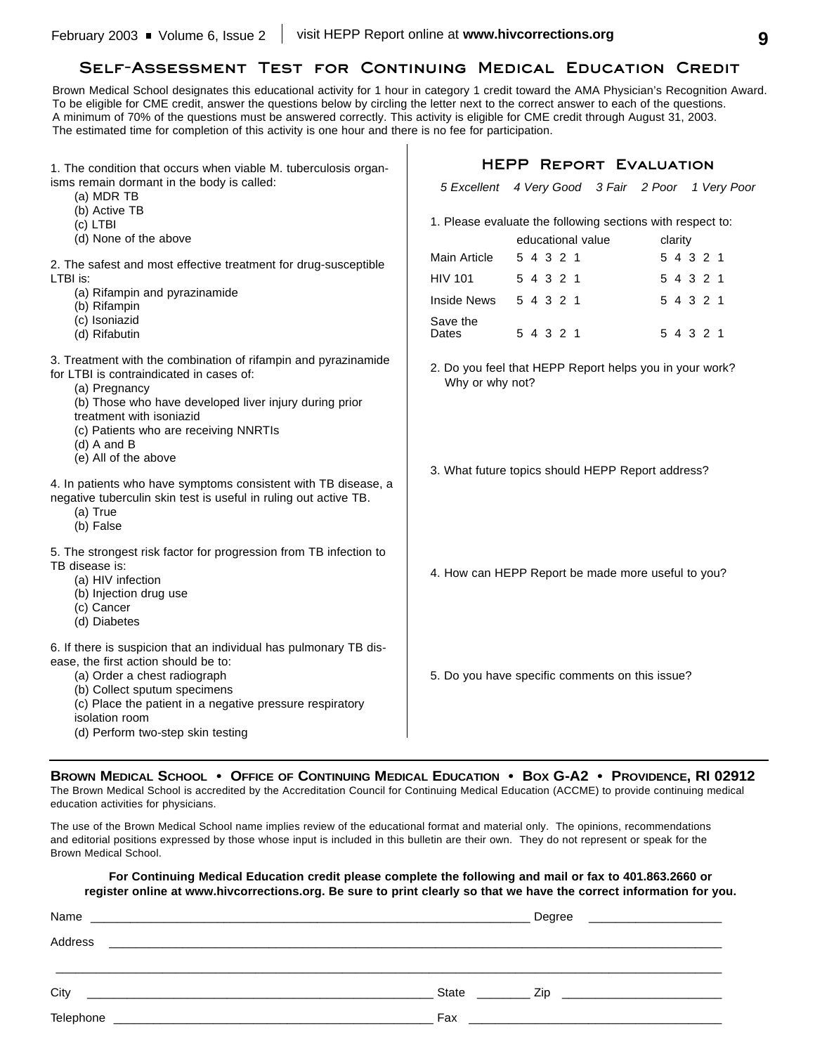## Self-Assessment Test for Continuing Medical Education Credit

Brown Medical School designates this educational activity for 1 hour in category 1 credit toward the AMA Physician's Recognition Award. To be eligible for CME credit, answer the questions below by circling the letter next to the correct answer to each of the questions. A minimum of 70% of the questions must be answered correctly. This activity is eligible for CME credit through August 31, 2003. The estimated time for completion of this activity is one hour and there is no fee for participation.

1. The condition that occurs when viable M. tuberculosis organisms remain dormant in the body is called:
   - (a) MDR TB
   - (b) Active TB
   - (c) LTBI
   - (d) None of the above

2. The safest and most effective treatment for drug-susceptible LTBI is:
   - (a) Rifampin and pyrazinamide
   - (b) Rifampin
   - (c) Isoniazid
   - (d) Rifabutin

3. Treatment with the combination of rifampin and pyrazinamide for LTBI is contraindicated in cases of:
   - (a) Pregnancy
   - (b) Those who have developed liver injury during prior treatment with isoniazid
   - (c) Patients who are receiving NNRTIs
   - (d) A and B
   - (e) All of the above

4. In patients who have symptoms consistent with TB disease, a negative tuberculin skin test is useful in ruling out active TB.
   - (a) True
   - (b) False

5. The strongest risk factor for progression from TB infection to TB disease is:
   - (a) HIV infection
   - (b) Injection drug use
   - (c) Cancer
   - (d) Diabetes

6. If there is suspicion that an individual has pulmonary TB disease, the first action should be to:
   - (a) Order a chest radiograph
   - (b) Collect sputum specimens
   - (c) Place the patient in a negative pressure respiratory isolation room
   - (d) Perform two-step skin testing

## HEPP Report Evaluation

*5 Excellent 4 Very Good 3 Fair 2 Poor 1 Very Poor*

1. Please evaluate the following sections with respect to:

| | educational value | clarity |
|---|---|---|
| Main Article | 5 4 3 2 1 | 5 4 3 2 1 |
| HIV 101 | 5 4 3 2 1 | 5 4 3 2 1 |
| Inside News | 5 4 3 2 1 | 5 4 3 2 1 |
| Save the Dates | 5 4 3 2 1 | 5 4 3 2 1 |

2. Do you feel that HEPP Report helps you in your work? Why or why not?

3. What future topics should HEPP Report address?

4. How can HEPP Report be made more useful to you?

5. Do you have specific comments on this issue?

---

**Brown Medical School • Office of Continuing Medical Education • Box G-A2 • Providence, RI 02912**

The Brown Medical School is accredited by the Accreditation Council for Continuing Medical Education (ACCME) to provide continuing medical education activities for physicians.

The use of the Brown Medical School name implies review of the educational format and material only. The opinions, recommendations and editorial positions expressed by those whose input is included in this bulletin are their own. They do not represent or speak for the Brown Medical School.

**For Continuing Medical Education credit please complete the following and mail or fax to 401.863.2660 or register online at www.hivcorrections.org. Be sure to print clearly so that we have the correct information for you.**

Name ____________________ Degree ____________________

Address ______________________________________________

______________________________________________________

City ____________________ State ________ Zip ____________

Telephone ____________________ Fax ____________________